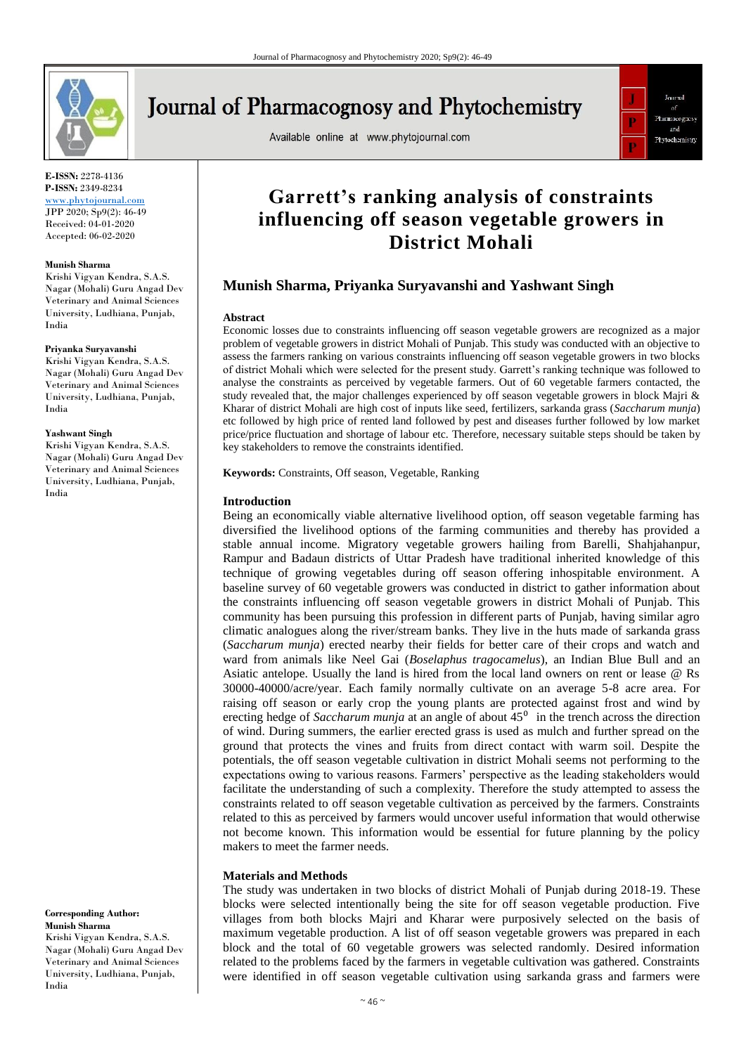E-ISSN: 2278-4136
P-ISSN: 2349-8234
www.phytojournal.com
JPP 2020; Sp9(2): 46-49
Received: 04-01-2020
Accepted: 06-02-2020

**Munish Sharma**
Krishi Vigyan Kendra, S.A.S. Nagar (Mohali) Guru Angad Dev Veterinary and Animal Sciences University, Ludhiana, Punjab, India

**Priyanka Suryavanshi**
Krishi Vigyan Kendra, S.A.S. Nagar (Mohali) Guru Angad Dev Veterinary and Animal Sciences University, Ludhiana, Punjab, India

**Yashwant Singh**
Krishi Vigyan Kendra, S.A.S. Nagar (Mohali) Guru Angad Dev Veterinary and Animal Sciences University, Ludhiana, Punjab, India

**Corresponding Author:**
**Munish Sharma**
Krishi Vigyan Kendra, S.A.S. Nagar (Mohali) Guru Angad Dev Veterinary and Animal Sciences University, Ludhiana, Punjab, India

# Garrett's ranking analysis of constraints influencing off season vegetable growers in District Mohali

## Munish Sharma, Priyanka Suryavanshi and Yashwant Singh

### Abstract

Economic losses due to constraints influencing off season vegetable growers are recognized as a major problem of vegetable growers in district Mohali of Punjab. This study was conducted with an objective to assess the farmers ranking on various constraints influencing off season vegetable growers in two blocks of district Mohali which were selected for the present study. Garrett's ranking technique was followed to analyse the constraints as perceived by vegetable farmers. Out of 60 vegetable farmers contacted, the study revealed that, the major challenges experienced by off season vegetable growers in block Majri & Kharar of district Mohali are high cost of inputs like seed, fertilizers, sarkanda grass (*Saccharum munja*) etc followed by high price of rented land followed by pest and diseases further followed by low market price/price fluctuation and shortage of labour etc. Therefore, necessary suitable steps should be taken by key stakeholders to remove the constraints identified.

**Keywords:** Constraints, Off season, Vegetable, Ranking

### Introduction

Being an economically viable alternative livelihood option, off season vegetable farming has diversified the livelihood options of the farming communities and thereby has provided a stable annual income. Migratory vegetable growers hailing from Barelli, Shahjahanpur, Rampur and Badaun districts of Uttar Pradesh have traditional inherited knowledge of this technique of growing vegetables during off season offering inhospitable environment. A baseline survey of 60 vegetable growers was conducted in district to gather information about the constraints influencing off season vegetable growers in district Mohali of Punjab. This community has been pursuing this profession in different parts of Punjab, having similar agro climatic analogues along the river/stream banks. They live in the huts made of sarkanda grass (*Saccharum munja*) erected nearby their fields for better care of their crops and watch and ward from animals like Neel Gai (*Boselaphus tragocamelus*), an Indian Blue Bull and an Asiatic antelope. Usually the land is hired from the local land owners on rent or lease @ Rs 30000-40000/acre/year. Each family normally cultivate on an average 5-8 acre area. For raising off season or early crop the young plants are protected against frost and wind by erecting hedge of *Saccharum munja* at an angle of about $45^0$ in the trench across the direction of wind. During summers, the earlier erected grass is used as mulch and further spread on the ground that protects the vines and fruits from direct contact with warm soil. Despite the potentials, the off season vegetable cultivation in district Mohali seems not performing to the expectations owing to various reasons. Farmers' perspective as the leading stakeholders would facilitate the understanding of such a complexity. Therefore the study attempted to assess the constraints related to off season vegetable cultivation as perceived by the farmers. Constraints related to this as perceived by farmers would uncover useful information that would otherwise not become known. This information would be essential for future planning by the policy makers to meet the farmer needs.

### Materials and Methods

The study was undertaken in two blocks of district Mohali of Punjab during 2018-19. These blocks were selected intentionally being the site for off season vegetable production. Five villages from both blocks Majri and Kharar were purposively selected on the basis of maximum vegetable production. A list of off season vegetable growers was prepared in each block and the total of 60 vegetable growers was selected randomly. Desired information related to the problems faced by the farmers in vegetable cultivation was gathered. Constraints were identified in off season vegetable cultivation using sarkanda grass and farmers were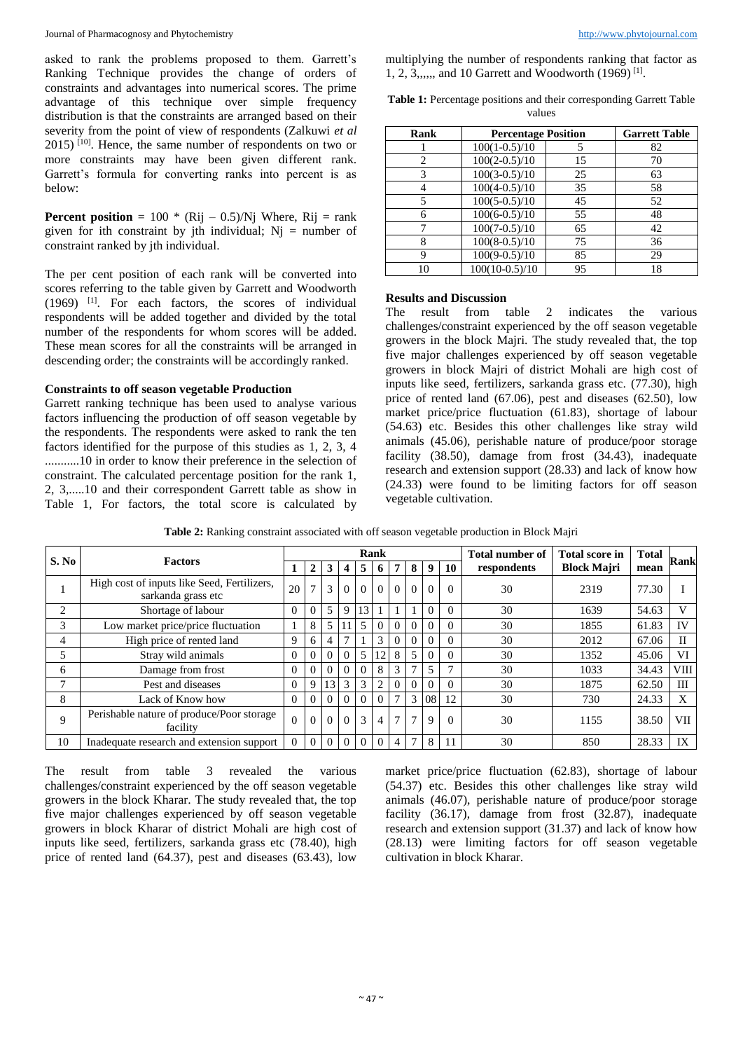asked to rank the problems proposed to them. Garrett's Ranking Technique provides the change of orders of constraints and advantages into numerical scores. The prime advantage of this technique over simple frequency distribution is that the constraints are arranged based on their severity from the point of view of respondents (Zalkuwi *et al* 2015) [10]. Hence, the same number of respondents on two or more constraints may have been given different rank. Garrett's formula for converting ranks into percent is as below:

**Percent position** = 100 * (Rij – 0.5)/Nj Where, Rij = rank given for ith constraint by jth individual; Nj = number of constraint ranked by jth individual.

The per cent position of each rank will be converted into scores referring to the table given by Garrett and Woodworth (1969) [1]. For each factors, the scores of individual respondents will be added together and divided by the total number of the respondents for whom scores will be added. These mean scores for all the constraints will be arranged in descending order; the constraints will be accordingly ranked.

### Constraints to off season vegetable Production

Garrett ranking technique has been used to analyse various factors influencing the production of off season vegetable by the respondents. The respondents were asked to rank the ten factors identified for the purpose of this studies as 1, 2, 3, 4 ...........10 in order to know their preference in the selection of constraint. The calculated percentage position for the rank 1, 2, 3,.....10 and their correspondent Garrett table as show in Table 1, For factors, the total score is calculated by multiplying the number of respondents ranking that factor as 1, 2, 3,,,,,, and 10 Garrett and Woodworth (1969) [1].

**Table 1:** Percentage positions and their corresponding Garrett Table values

| Rank | Percentage Position | | Garrett Table |
|---|---|---|---|
| 1 | 100(1-0.5)/10 | 5 | 82 |
| 2 | 100(2-0.5)/10 | 15 | 70 |
| 3 | 100(3-0.5)/10 | 25 | 63 |
| 4 | 100(4-0.5)/10 | 35 | 58 |
| 5 | 100(5-0.5)/10 | 45 | 52 |
| 6 | 100(6-0.5)/10 | 55 | 48 |
| 7 | 100(7-0.5)/10 | 65 | 42 |
| 8 | 100(8-0.5)/10 | 75 | 36 |
| 9 | 100(9-0.5)/10 | 85 | 29 |
| 10 | 100(10-0.5)/10 | 95 | 18 |

### Results and Discussion

The result from table 2 indicates the various challenges/constraint experienced by the off season vegetable growers in the block Majri. The study revealed that, the top five major challenges experienced by off season vegetable growers in block Majri of district Mohali are high cost of inputs like seed, fertilizers, sarkanda grass etc. (77.30), high price of rented land (67.06), pest and diseases (62.50), low market price/price fluctuation (61.83), shortage of labour (54.63) etc. Besides this other challenges like stray wild animals (45.06), perishable nature of produce/poor storage facility (38.50), damage from frost (34.43), inadequate research and extension support (28.33) and lack of know how (24.33) were found to be limiting factors for off season vegetable cultivation.

**Table 2:** Ranking constraint associated with off season vegetable production in Block Majri

| S. No | Factors | Rank | | | | | | | | | | Total number of respondents | Total score in Block Majri | Total mean | Rank |
|---|---|---|---|---|---|---|---|---|---|---|---|---|---|---|---|
| | | 1 | 2 | 3 | 4 | 5 | 6 | 7 | 8 | 9 | 10 | | | | |
| 1 | High cost of inputs like Seed, Fertilizers, sarkanda grass etc | 20 | 7 | 3 | 0 | 0 | 0 | 0 | 0 | 0 | 0 | 30 | 2319 | 77.30 | I |
| 2 | Shortage of labour | 0 | 0 | 5 | 9 | 13 | 1 | 1 | 1 | 0 | 0 | 30 | 1639 | 54.63 | V |
| 3 | Low market price/price fluctuation | 1 | 8 | 5 | 11 | 5 | 0 | 0 | 0 | 0 | 0 | 30 | 1855 | 61.83 | IV |
| 4 | High price of rented land | 9 | 6 | 4 | 7 | 1 | 3 | 0 | 0 | 0 | 0 | 30 | 2012 | 67.06 | II |
| 5 | Stray wild animals | 0 | 0 | 0 | 0 | 5 | 12 | 8 | 5 | 0 | 0 | 30 | 1352 | 45.06 | VI |
| 6 | Damage from frost | 0 | 0 | 0 | 0 | 0 | 8 | 3 | 7 | 5 | 7 | 30 | 1033 | 34.43 | VIII |
| 7 | Pest and diseases | 0 | 9 | 13 | 3 | 3 | 2 | 0 | 0 | 0 | 0 | 30 | 1875 | 62.50 | III |
| 8 | Lack of Know how | 0 | 0 | 0 | 0 | 0 | 0 | 7 | 3 | 08 | 12 | 30 | 730 | 24.33 | X |
| 9 | Perishable nature of produce/Poor storage facility | 0 | 0 | 0 | 0 | 3 | 4 | 7 | 7 | 9 | 0 | 30 | 1155 | 38.50 | VII |
| 10 | Inadequate research and extension support | 0 | 0 | 0 | 0 | 0 | 0 | 4 | 7 | 8 | 11 | 30 | 850 | 28.33 | IX |

The result from table 3 revealed the various challenges/constraint experienced by the off season vegetable growers in the block Kharar. The study revealed that, the top five major challenges experienced by off season vegetable growers in block Kharar of district Mohali are high cost of inputs like seed, fertilizers, sarkanda grass etc (78.40), high price of rented land (64.37), pest and diseases (63.43), low market price/price fluctuation (62.83), shortage of labour (54.37) etc. Besides this other challenges like stray wild animals (46.07), perishable nature of produce/poor storage facility (36.17), damage from frost (32.87), inadequate research and extension support (31.37) and lack of know how (28.13) were limiting factors for off season vegetable cultivation in block Kharar.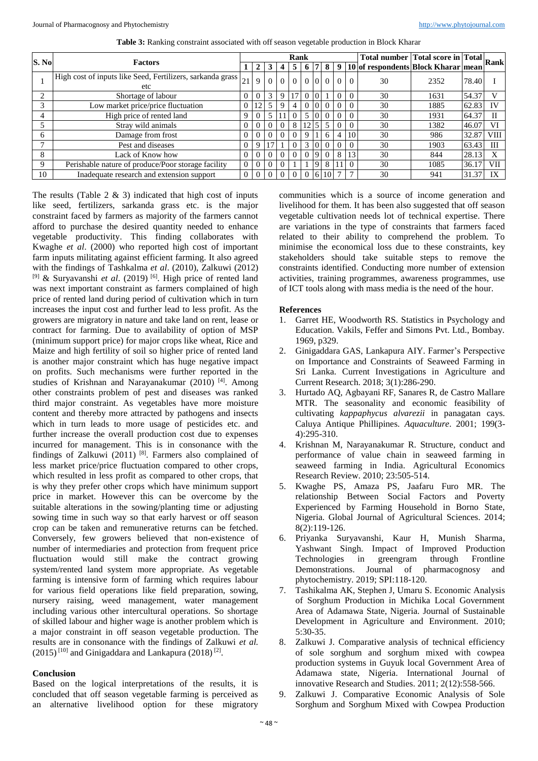**Table 3:** Ranking constraint associated with off season vegetable production in Block Kharar

| S. No | Factors | Rank | | | | | | | | | | Total number of respondents | Total score in Block Kharar | Total mean | Rank |
|---|---|---|---|---|---|---|---|---|---|---|---|---|---|---|---|
| | | 1 | 2 | 3 | 4 | 5 | 6 | 7 | 8 | 9 | 10 | | | | |
| 1 | High cost of inputs like Seed, Fertilizers, sarkanda grass etc | 21 | 9 | 0 | 0 | 0 | 0 | 0 | 0 | 0 | 0 | 30 | 2352 | 78.40 | I |
| 2 | Shortage of labour | 0 | 0 | 3 | 9 | 17 | 0 | 0 | 1 | 0 | 0 | 30 | 1631 | 54.37 | V |
| 3 | Low market price/price fluctuation | 0 | 12 | 5 | 9 | 4 | 0 | 0 | 0 | 0 | 0 | 30 | 1885 | 62.83 | IV |
| 4 | High price of rented land | 9 | 0 | 5 | 11 | 0 | 5 | 0 | 0 | 0 | 0 | 30 | 1931 | 64.37 | II |
| 5 | Stray wild animals | 0 | 0 | 0 | 0 | 8 | 12 | 5 | 5 | 0 | 0 | 30 | 1382 | 46.07 | VI |
| 6 | Damage from frost | 0 | 0 | 0 | 0 | 0 | 9 | 1 | 6 | 4 | 10 | 30 | 986 | 32.87 | VIII |
| 7 | Pest and diseases | 0 | 9 | 17 | 1 | 0 | 3 | 0 | 0 | 0 | 0 | 30 | 1903 | 63.43 | III |
| 8 | Lack of Know how | 0 | 0 | 0 | 0 | 0 | 0 | 9 | 0 | 8 | 13 | 30 | 844 | 28.13 | X |
| 9 | Perishable nature of produce/Poor storage facility | 0 | 0 | 0 | 0 | 1 | 1 | 9 | 8 | 11 | 0 | 30 | 1085 | 36.17 | VII |
| 10 | Inadequate research and extension support | 0 | 0 | 0 | 0 | 0 | 0 | 6 | 10 | 7 | 7 | 30 | 941 | 31.37 | IX |

The results (Table 2 & 3) indicated that high cost of inputs like seed, fertilizers, sarkanda grass etc. is the major constraint faced by farmers as majority of the farmers cannot afford to purchase the desired quantity needed to enhance vegetable productivity. This finding collaborates with Kwaghe *et al*. (2000) who reported high cost of important farm inputs militating against efficient farming. It also agreed with the findings of Tashkalma *et al*. (2010), Zalkuwi (2012) [9] & Suryavanshi *et al*. (2019) [6]. High price of rented land was next important constraint as farmers complained of high price of rented land during period of cultivation which in turn increases the input cost and further lead to less profit. As the growers are migratory in nature and take land on rent, lease or contract for farming. Due to availability of option of MSP (minimum support price) for major crops like wheat, Rice and Maize and high fertility of soil so higher price of rented land is another major constraint which has huge negative impact on profits. Such mechanisms were further reported in the studies of Krishnan and Narayanakumar (2010) [4]. Among other constraints problem of pest and diseases was ranked third major constraint. As vegetables have more moisture content and thereby more attracted by pathogens and insects which in turn leads to more usage of pesticides etc. and further increase the overall production cost due to expenses incurred for management. This is in consonance with the findings of Zalkuwi (2011) [8]. Farmers also complained of less market price/price fluctuation compared to other crops, which resulted in less profit as compared to other crops, that is why they prefer other crops which have minimum support price in market. However this can be overcome by the suitable alterations in the sowing/planting time or adjusting sowing time in such way so that early harvest or off season crop can be taken and remunerative returns can be fetched. Conversely, few growers believed that non-existence of number of intermediaries and protection from frequent price fluctuation would still make the contract growing system/rented land system more appropriate. As vegetable farming is intensive form of farming which requires labour for various field operations like field preparation, sowing, nursery raising, weed management, water management including various other intercultural operations. So shortage of skilled labour and higher wage is another problem which is a major constraint in off season vegetable production. The results are in consonance with the findings of Zalkuwi *et al.* (2015) [10] and Ginigaddara and Lankapura (2018) [2].

## Conclusion

Based on the logical interpretations of the results, it is concluded that off season vegetable farming is perceived as an alternative livelihood option for these migratory communities which is a source of income generation and livelihood for them. It has been also suggested that off season vegetable cultivation needs lot of technical expertise. There are variations in the type of constraints that farmers faced related to their ability to comprehend the problem. To minimise the economical loss due to these constraints, key stakeholders should take suitable steps to remove the constraints identified. Conducting more number of extension activities, training programmes, awareness programmes, use of ICT tools along with mass media is the need of the hour.

## References

1. Garret HE, Woodworth RS. Statistics in Psychology and Education. Vakils, Feffer and Simons Pvt. Ltd., Bombay. 1969, p329.
2. Ginigaddara GAS, Lankapura AIY. Farmer's Perspective on Importance and Constraints of Seaweed Farming in Sri Lanka. Current Investigations in Agriculture and Current Research. 2018; 3(1):286-290.
3. Hurtado AQ, Agbayani RF, Sanares R, de Castro Mallare MTR. The seasonality and economic feasibility of cultivating *kappaphycus alvarezii* in panagatan cays. Caluya Antique Phillipines. *Aquaculture*. 2001; 199(3-4):295-310.
4. Krishnan M, Narayanakumar R. Structure, conduct and performance of value chain in seaweed farming in seaweed farming in India. Agricultural Economics Research Review. 2010; 23:505-514.
5. Kwaghe PS, Amaza PS, Jaafaru Furo MR. The relationship Between Social Factors and Poverty Experienced by Farming Household in Borno State, Nigeria. Global Journal of Agricultural Sciences. 2014; 8(2):119-126.
6. Priyanka Suryavanshi, Kaur H, Munish Sharma, Yashwant Singh. Impact of Improved Production Technologies in greengram through Frontline Demonstrations. Journal of pharmacognosy and phytochemistry. 2019; SPI:118-120.
7. Tashikalma AK, Stephen J, Umaru S. Economic Analysis of Sorghum Production in Michika Local Government Area of Adamawa State, Nigeria. Journal of Sustainable Development in Agriculture and Environment. 2010; 5:30-35.
8. Zalkuwi J. Comparative analysis of technical efficiency of sole sorghum and sorghum mixed with cowpea production systems in Guyuk local Government Area of Adamawa state, Nigeria. International Journal of innovative Research and Studies. 2011; 2(12):558-566.
9. Zalkuwi J. Comparative Economic Analysis of Sole Sorghum and Sorghum Mixed with Cowpea Production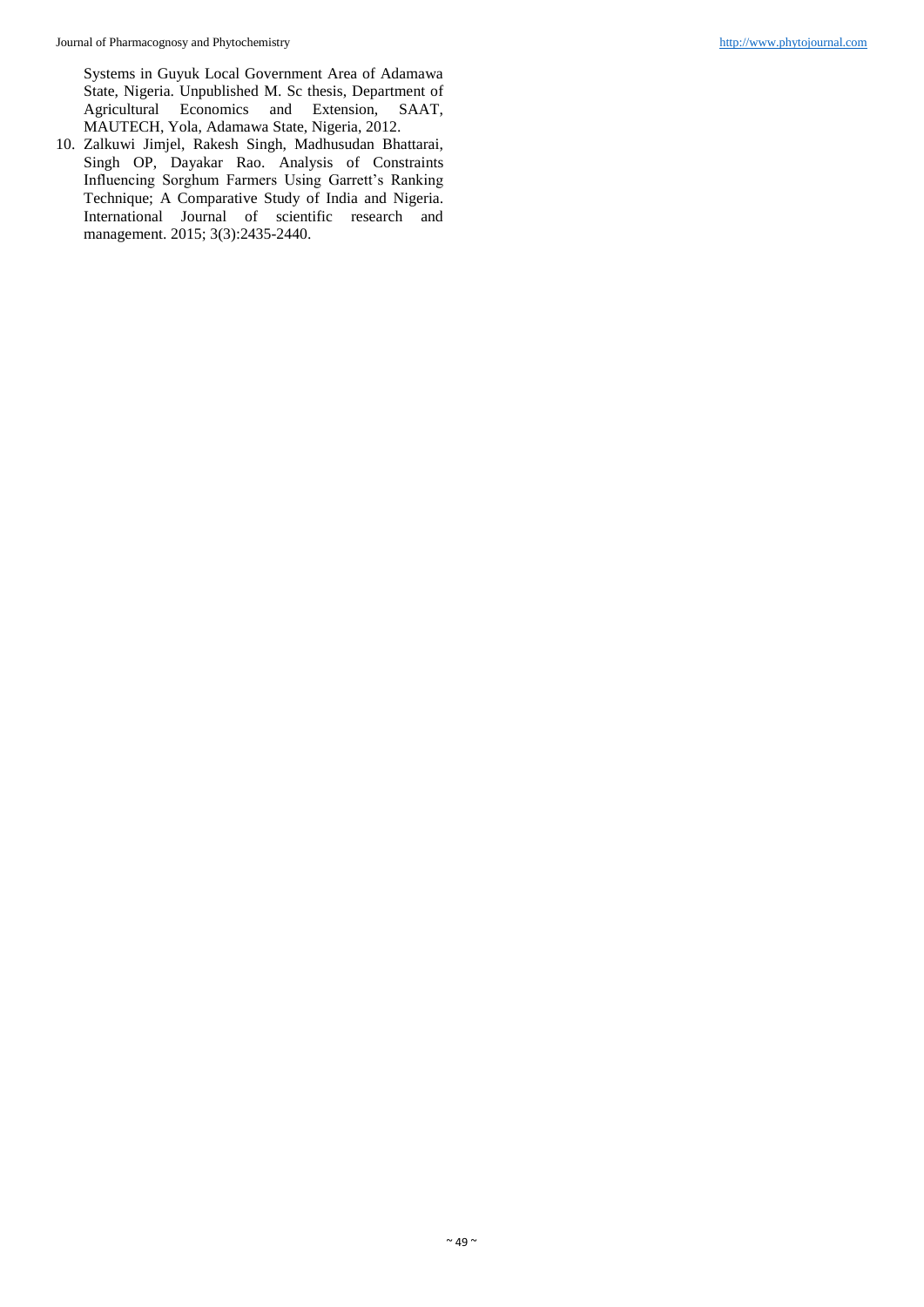Systems in Guyuk Local Government Area of Adamawa State, Nigeria. Unpublished M. Sc thesis, Department of Agricultural Economics and Extension, SAAT, MAUTECH, Yola, Adamawa State, Nigeria, 2012.

10. Zalkuwi Jimjel, Rakesh Singh, Madhusudan Bhattarai, Singh OP, Dayakar Rao. Analysis of Constraints Influencing Sorghum Farmers Using Garrett's Ranking Technique; A Comparative Study of India and Nigeria. International Journal of scientific research and management. 2015; 3(3):2435-2440.